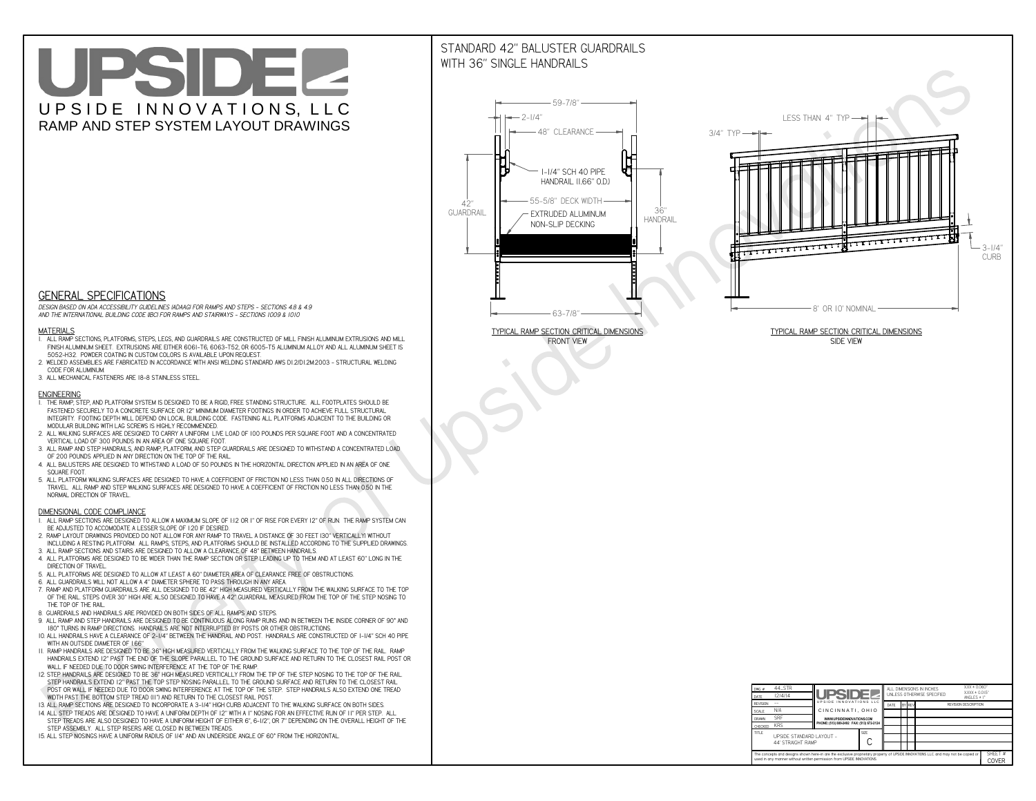# UPSIDE

UPSIDE INNOVATIONS, LLC

RAMP AND STEP SYSTEM LAYOUT DRAWINGS

## STANDARD 42" BALUSTER GUARDRAILS WITH 36" SINGLE HANDRAILS

59-7/8"
2-1/4"
48" CLEARANCE
1-1/4" SCH 40 PIPE HANDRAIL (1.66" O.D.)
42" GUARDRAIL
55-5/8" DECK WIDTH
EXTRUDED ALUMINUM NON-SLIP DECKING
36" HANDRAIL
63-7/8"

TYPICAL RAMP SECTION: CRITICAL DIMENSIONS
FRONT VIEW

LESS THAN 4" TYP
3/4" TYP
3-1/4" CURB
8' OR 10' NOMINAL

TYPICAL RAMP SECTION: CRITICAL DIMENSIONS
SIDE VIEW

## GENERAL SPECIFICATIONS

*DESIGN BASED ON ADA ACCESSIBILITY GUIDELINES (ADAAG) FOR RAMPS AND STEPS - SECTIONS 4.8 & 4.9 AND THE INTERNATIONAL BUILDING CODE (IBC) FOR RAMPS AND STAIRWAYS - SECTIONS 1009 & 1010*

### MATERIALS

1. ALL RAMP SECTIONS, PLATFORMS, STEPS, LEGS, AND GUARDRAILS ARE CONSTRUCTED OF MILL FINISH ALUMINUM EXTRUSIONS AND MILL FINISH ALUMINUM SHEET. EXTRUSIONS ARE EITHER 6061-T6, 6063-T52, OR 6005-T5 ALUMINUM ALLOY AND ALL ALUMINUM SHEET IS 5052-H32. POWDER COATING IN CUSTOM COLORS IS AVAILABLE UPON REQUEST.
2. WELDED ASSEMBLIES ARE FABRICATED IN ACCORDANCE WITH ANSI WELDING STANDARD AWS D1.2/D1.2M:2003 - STRUCTURAL WELDING CODE FOR ALUMINUM.
3. ALL MECHANICAL FASTENERS ARE 18-8 STAINLESS STEEL.

### ENGINEERING

1. THE RAMP, STEP, AND PLATFORM SYSTEM IS DESIGNED TO BE A RIGID, FREE STANDING STRUCTURE. ALL FOOTPLATES SHOULD BE FASTENED SECURELY TO A CONCRETE SURFACE OR 12" MINIMUM DIAMETER FOOTINGS IN ORDER TO ACHIEVE FULL STRUCTURAL INTEGRITY. FOOTING DEPTH WILL DEPEND ON LOCAL BUILDING CODE. FASTENING ALL PLATFORMS ADJACENT TO THE BUILDING OR MODULAR BUILDING WITH LAG SCREWS IS HIGHLY RECOMMENDED.
2. ALL WALKING SURFACES ARE DESIGNED TO CARRY A UNIFORM LIVE LOAD OF 100 POUNDS PER SQUARE FOOT AND A CONCENTRATED VERTICAL LOAD OF 300 POUNDS IN AN AREA OF ONE SQUARE FOOT.
3. ALL RAMP AND STEP HANDRAILS, AND RAMP, PLATFORM, AND STEP GUARDRAILS ARE DESIGNED TO WITHSTAND A CONCENTRATED LOAD OF 200 POUNDS APPLIED IN ANY DIRECTION ON THE TOP OF THE RAIL.
4. ALL BALUSTERS ARE DESIGNED TO WITHSTAND A LOAD OF 50 POUNDS IN THE HORIZONTAL DIRECTION APPLIED IN AN AREA OF ONE SQUARE FOOT.
5. ALL PLATFORM WALKING SURFACES ARE DESIGNED TO HAVE A COEFFICIENT OF FRICTION NO LESS THAN 0.50 IN ALL DIRECTIONS OF TRAVEL. ALL RAMP AND STEP WALKING SURFACES ARE DESIGNED TO HAVE A COEFFICIENT OF FRICTION NO LESS THAN 0.50 IN THE NORMAL DIRECTION OF TRAVEL.

### DIMENSIONAL CODE COMPLIANCE

1. ALL RAMP SECTIONS ARE DESIGNED TO ALLOW A MAXIMUM SLOPE OF 1:12 OR 1" OF RISE FOR EVERY 12" OF RUN. THE RAMP SYSTEM CAN BE ADJUSTED TO ACCOMODATE A LESSER SLOPE OF 1:20 IF DESIRED.
2. RAMP LAYOUT DRAWINGS PROVIDED DO NOT ALLOW FOR ANY RAMP TO TRAVEL A DISTANCE OF 30 FEET (30" VERTICALLY) WITHOUT INCLUDING A RESTING PLATFORM. ALL RAMPS, STEPS, AND PLATFORMS SHOULD BE INSTALLED ACCORDING TO THE SUPPLIED DRAWINGS.
3. ALL RAMP SECTIONS AND STAIRS ARE DESIGNED TO ALLOW A CLEARANCE OF 48" BETWEEN HANDRAILS.
4. ALL PLATFORMS ARE DESIGNED TO BE WIDER THAN THE RAMP SECTION OR STEP LEADING UP TO THEM AND AT LEAST 60" LONG IN THE DIRECTION OF TRAVEL.
5. ALL PLATFORMS ARE DESIGNED TO ALLOW AT LEAST A 60" DIAMETER AREA OF CLEARANCE FREE OF OBSTRUCTIONS.
6. ALL GUARDRAILS WILL NOT ALLOW A 4" DIAMETER SPHERE TO PASS THROUGH IN ANY AREA.
7. RAMP AND PLATFORM GUARDRAILS ARE ALL DESIGNED TO BE 42" HIGH MEASURED VERTICALLY FROM THE WALKING SURFACE TO THE TOP OF THE RAIL. STEPS OVER 30" HIGH ARE ALSO DESIGNED TO HAVE A 42" GUARDRAIL MEASURED FROM THE TOP OF THE STEP NOSING TO THE TOP OF THE RAIL.
8. GUARDRAILS AND HANDRAILS ARE PROVIDED ON BOTH SIDES OF ALL RAMPS AND STEPS.
9. ALL RAMP AND STEP HANDRAILS ARE DESIGNED TO BE CONTINUOUS ALONG RAMP RUNS AND IN BETWEEN THE INSIDE CORNER OF 90° AND 180° TURNS IN RAMP DIRECTIONS. HANDRAILS ARE NOT INTERRUPTED BY POSTS OR OTHER OBSTRUCTIONS.
10. ALL HANDRAILS HAVE A CLEARANCE OF 2-1/4" BETWEEN THE HANDRAIL AND POST. HANDRAILS ARE CONSTRUCTED OF 1-1/4" SCH 40 PIPE WITH AN OUTSIDE DIAMETER OF 1.66"
11. RAMP HANDRAILS ARE DESIGNED TO BE 36" HIGH MEASURED VERTICALLY FROM THE WALKING SURFACE TO THE TOP OF THE RAIL. RAMP HANDRAILS EXTEND 12" PAST THE END OF THE SLOPE PARALLEL TO THE GROUND SURFACE AND RETURN TO THE CLOSEST RAIL POST OR WALL IF NEEDED DUE TO DOOR SWING INTERFERENCE AT THE TOP OF THE RAMP.
12. STEP HANDRAILS ARE DESIGNED TO BE 36" HIGH MEASURED VERTICALLY FROM THE TIP OF THE STEP NOSING TO THE TOP OF THE RAIL. STEP HANDRAILS EXTEND 12" PAST THE TOP STEP NOSING PARALLEL TO THE GROUND SURFACE AND RETURN TO THE CLOSEST RAIL POST OR WALL IF NEEDED DUE TO DOOR SWING INTERFERENCE AT THE TOP OF THE STEP. STEP HANDRAILS ALSO EXTEND ONE TREAD WIDTH PAST THE BOTTOM STEP TREAD (11") AND RETURN TO THE CLOSEST RAIL POST.
13. ALL RAMP SECTIONS ARE DESIGNED TO INCORPORATE A 3-1/4" HIGH CURB ADJACENT TO THE WALKING SURFACE ON BOTH SIDES.
14. ALL STEP TREADS ARE DESIGNED TO HAVE A UNIFORM DEPTH OF 12" WITH A 1" NOSING FOR AN EFFECTIVE RUN OF 11" PER STEP. ALL STEP TREADS ARE ALSO DESIGNED TO HAVE A UNIFORM HEIGHT OF EITHER 6", 6-1/2", OR 7" DEPENDING ON THE OVERALL HEIGHT OF THE STEP ASSEMBLY. ALL STEP RISERS ARE CLOSED IN BETWEEN TREADS.
15. ALL STEP NOSINGS HAVE A UNIFORM RADIUS OF 1/4" AND AN UNDERSIDE ANGLE OF 60° FROM THE HORIZONTAL.

| | | | |
|---|---|---|---|
| DWG # | 44_STR | UPSIDE INNOVATIONS LLC<br>CINCINNATI, OHIO<br>WWW.UPSIDEINNOVATIONS.COM<br>PHONE: (513) 889-2492 FAX: (513) 672-2124 | ALL DIMENSIONS IN INCHES UNLESS OTHERWISE SPECIFIED<br>X.XX ± 0.060"<br>X.XXX ± 0.015"<br>ANGLES ± 1° |
| DATE | 12/4/14 | | |
| REVISION | --- | | DATE / BY / REV / REVISION DESCRIPTION |
| SCALE | N/A | | |
| DRAWN | SRF | | |
| CHECKED | KRS | | |
| TITLE | UPSIDE STANDARD LAYOUT - 44' STRAIGHT RAMP | SIZE: C | |

The concepts and designs shown here-in are the exclusive proprietary property of UPSIDE INNOVATIONS LLC and may not be copied or used in any manner without written permission from UPSIDE INNOVATIONS.

SHEET #: COVER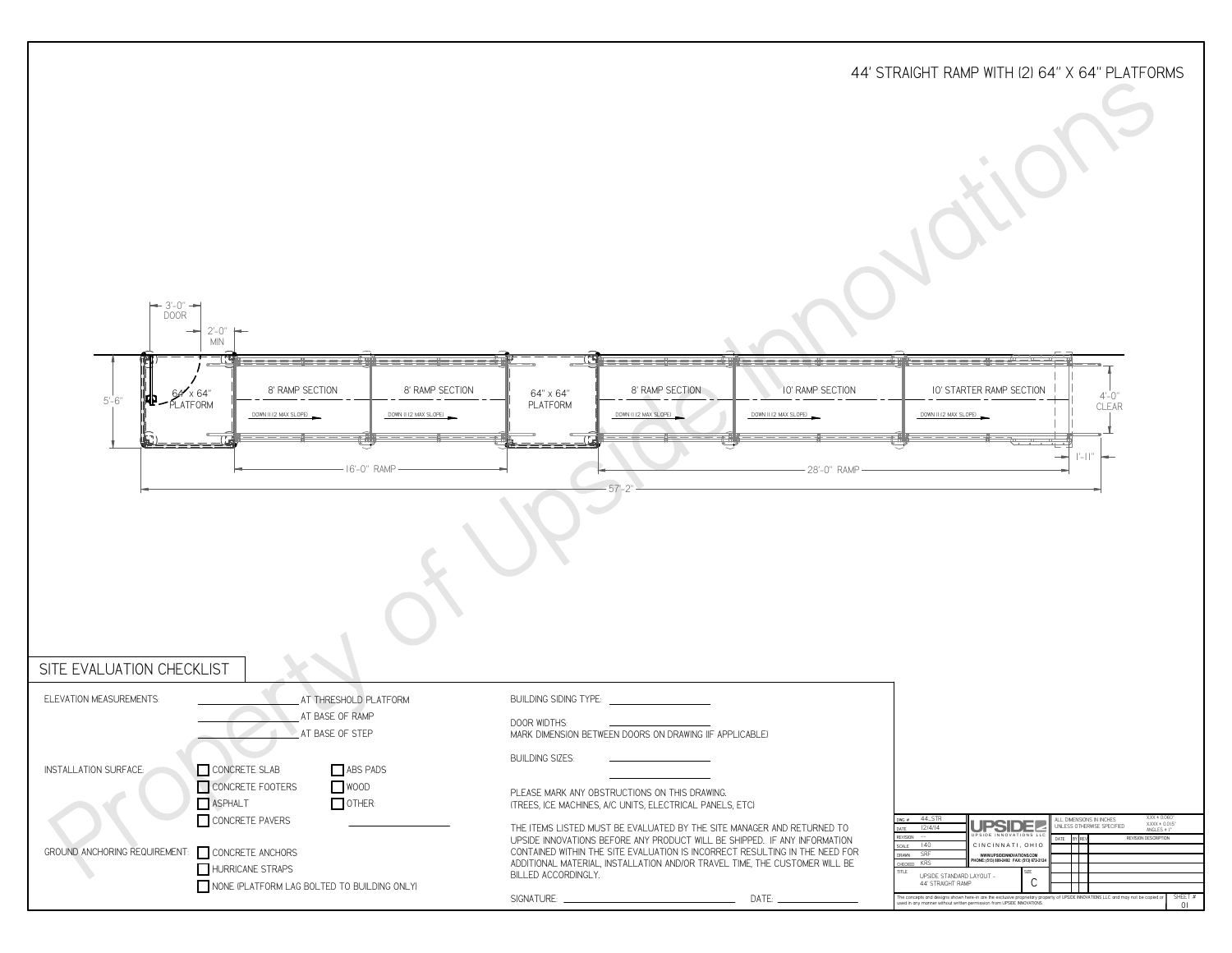# 44' STRAIGHT RAMP WITH (2) 64" X 64" PLATFORMS

3'-0"
DOOR

2'-0"
MIN

5'-6"

64" x 64"
PLATFORM

8' RAMP SECTION
DOWN (1:12 MAX SLOPE)

8' RAMP SECTION
DOWN (1:12 MAX SLOPE)

64" x 64"
PLATFORM

8' RAMP SECTION
DOWN (1:12 MAX SLOPE)

10' RAMP SECTION
DOWN (1:12 MAX SLOPE)

10' STARTER RAMP SECTION
DOWN (1:12 MAX SLOPE)

4'-0"
CLEAR

1'-11"

16'-0" RAMP

28'-0" RAMP

57'-2"

## SITE EVALUATION CHECKLIST

ELEVATION MEASUREMENTS: ____________ AT THRESHOLD PLATFORM

____________ AT BASE OF RAMP

____________ AT BASE OF STEP

INSTALLATION SURFACE:
- ☐ CONCRETE SLAB
- ☐ CONCRETE FOOTERS
- ☐ ASPHALT
- ☐ CONCRETE PAVERS
- ☐ ABS PADS
- ☐ WOOD
- ☐ OTHER ____________

GROUND ANCHORING REQUIREMENT:
- ☐ CONCRETE ANCHORS
- ☐ HURRICANE STRAPS
- ☐ NONE (PLATFORM LAG BOLTED TO BUILDING ONLY)

BUILDING SIDING TYPE: ____________

DOOR WIDTHS: ____________
MARK DIMENSION BETWEEN DOORS ON DRAWING (IF APPLICABLE)

BUILDING SIZES: ____________

____________

PLEASE MARK ANY OBSTRUCTIONS ON THIS DRAWING.
(TREES, ICE MACHINES, A/C UNITS, ELECTRICAL PANELS, ETC)

THE ITEMS LISTED MUST BE EVALUATED BY THE SITE MANAGER AND RETURNED TO UPSIDE INNOVATIONS BEFORE ANY PRODUCT WILL BE SHIPPED. IF ANY INFORMATION CONTAINED WITHIN THE SITE EVALUATION IS INCORRECT RESULTING IN THE NEED FOR ADDITIONAL MATERIAL, INSTALLATION AND/OR TRAVEL TIME, THE CUSTOMER WILL BE BILLED ACCORDINGLY.

SIGNATURE: ____________ DATE: ____________

| | | | |
|---|---|---|---|
| DWG # | 44_STR | UPSIDE INNOVATIONS LLC | ALL DIMENSIONS IN INCHES UNLESS OTHERWISE SPECIFIED |
| DATE | 12/4/14 | CINCINNATI, OHIO | XXX ± 0.060" XXXX ± 0.015" ANGLES ± 1° |
| REVISION | --- | WWW.UPSIDEINNOVATIONS.COM | DATE / BY / REV / REVISION DESCRIPTION |
| SCALE | 1:40 | PHONE: (513) 889-2492 FAX: (513) 672-2124 | |
| DRAWN | SRF | | |
| CHECKED | KRS | | |
| TITLE: | UPSIDE STANDARD LAYOUT - 44' STRAIGHT RAMP | SIZE: C | |

The concepts and designs shown here-in are the exclusive proprietary property of UPSIDE INNOVATIONS LLC and may not be copied or used in any manner without written permission from UPSIDE INNOVATIONS.

SHEET # 01

Property of Upside Innovations